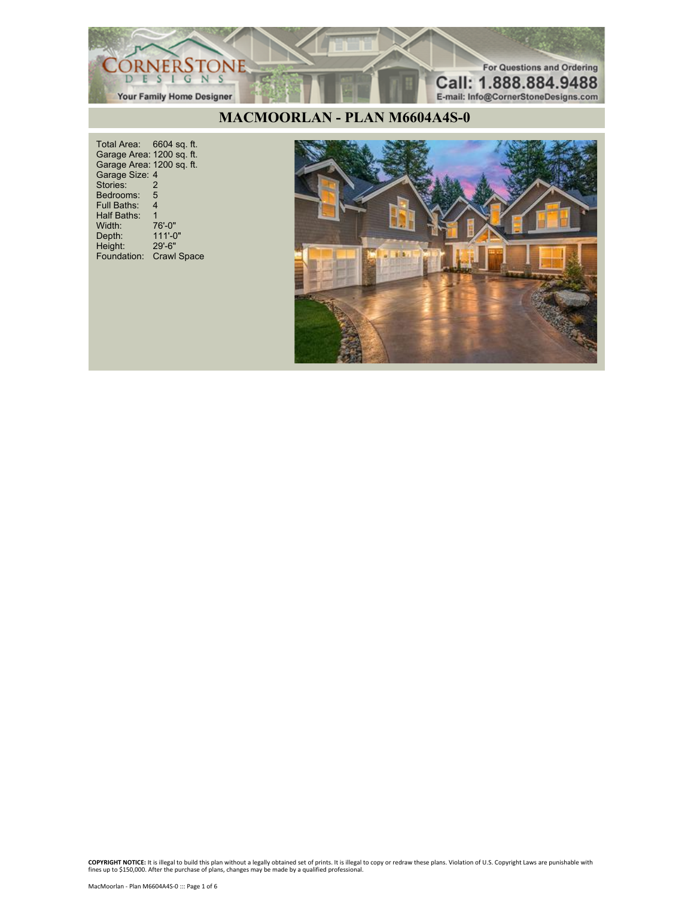# MACMOORLAN - PLAN M6604A4S-0

| | |
|---|---|
| Total Area: | 6604 sq. ft. |
| Garage Area: | 1200 sq. ft. |
| Garage Area: | 1200 sq. ft. |
| Garage Size: | 4 |
| Stories: | 2 |
| Bedrooms: | 5 |
| Full Baths: | 4 |
| Half Baths: | 1 |
| Width: | 76'-0" |
| Depth: | 111'-0" |
| Height: | 29'-6" |
| Foundation: | Crawl Space |

**COPYRIGHT NOTICE:** It is illegal to build this plan without a legally obtained set of prints. It is illegal to copy or redraw these plans. Violation of U.S. Copyright Laws are punishable with fines up to $150,000. After the purchase of plans, changes may be made by a qualified professional.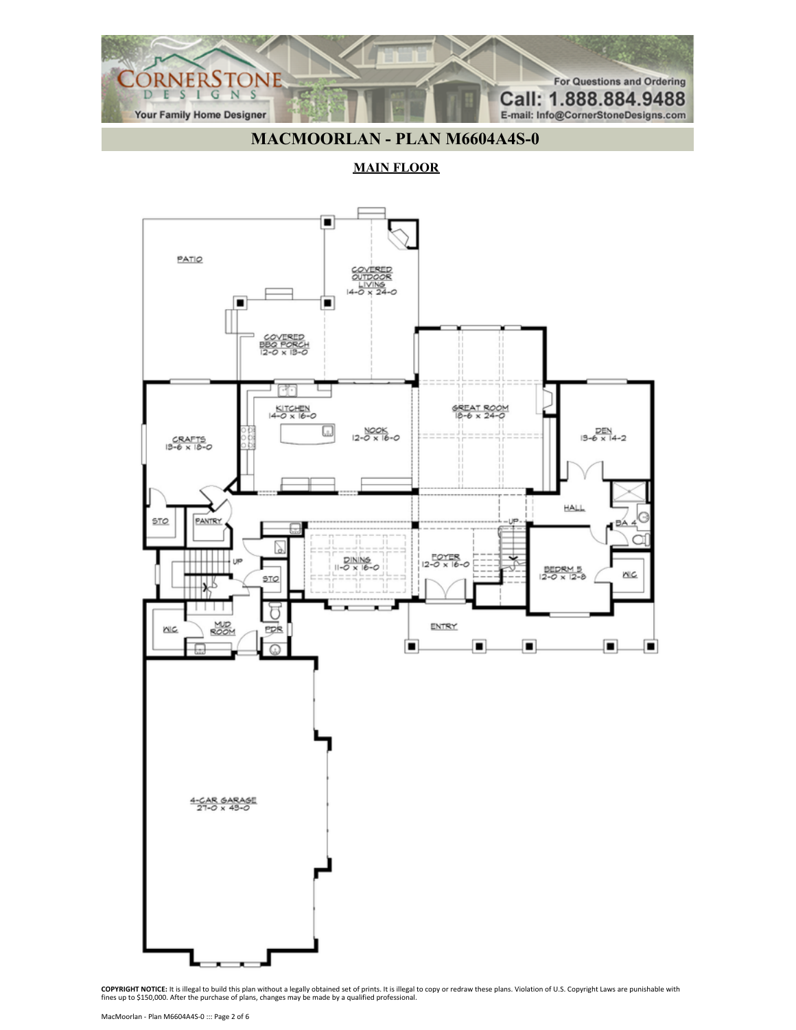# MACMOORLAN - PLAN M6604A4S-0

## MAIN FLOOR

PATIO

COVERED OUTDOOR LIVING
14-0 x 24-0

COVERED BBQ PORCH
12-0 x 13-0

KITCHEN
14-0 x 16-0

NOOK
12-0 x 16-0

GREAT ROOM
18-6 x 24-0

CRAFTS
13-6 x 18-0

DEN
13-6 x 14-2

HALL

BA 4

STO

PANTRY

UP

STO

DINING
11-0 x 16-0

FOYER
12-0 x 16-0

BEDRM 5
12-0 x 12-8

WIC

WIC

MUD ROOM

PDR

ENTRY

4-CAR GARAGE
27-0 x 43-0

**COPYRIGHT NOTICE:** It is illegal to build this plan without a legally obtained set of prints. It is illegal to copy or redraw these plans. Violation of U.S. Copyright Laws are punishable with fines up to $150,000. After the purchase of plans, changes may be made by a qualified professional.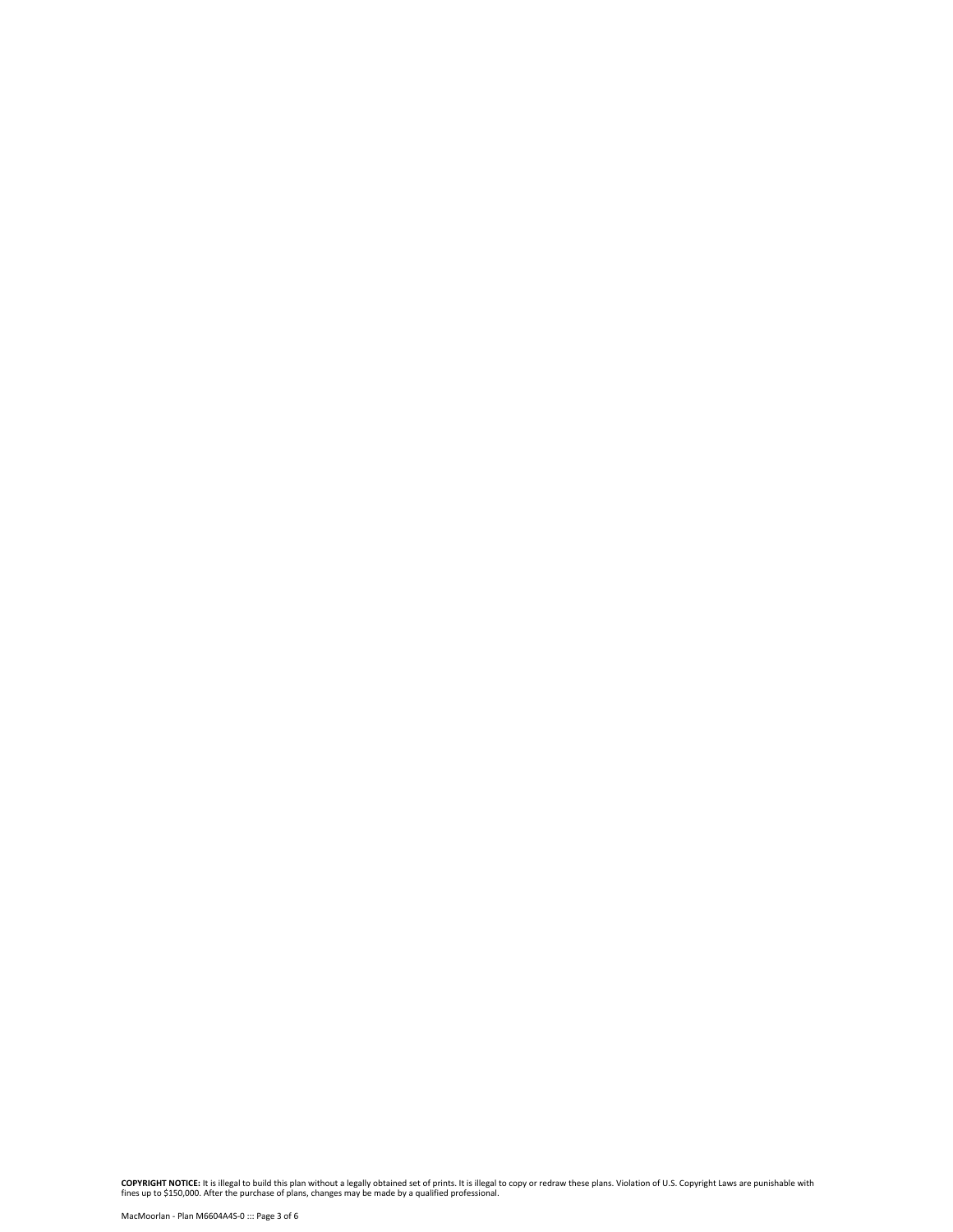**COPYRIGHT NOTICE:** It is illegal to build this plan without a legally obtained set of prints. It is illegal to copy or redraw these plans. Violation of U.S. Copyright Laws are punishable with fines up to $150,000. After the purchase of plans, changes may be made by a qualified professional.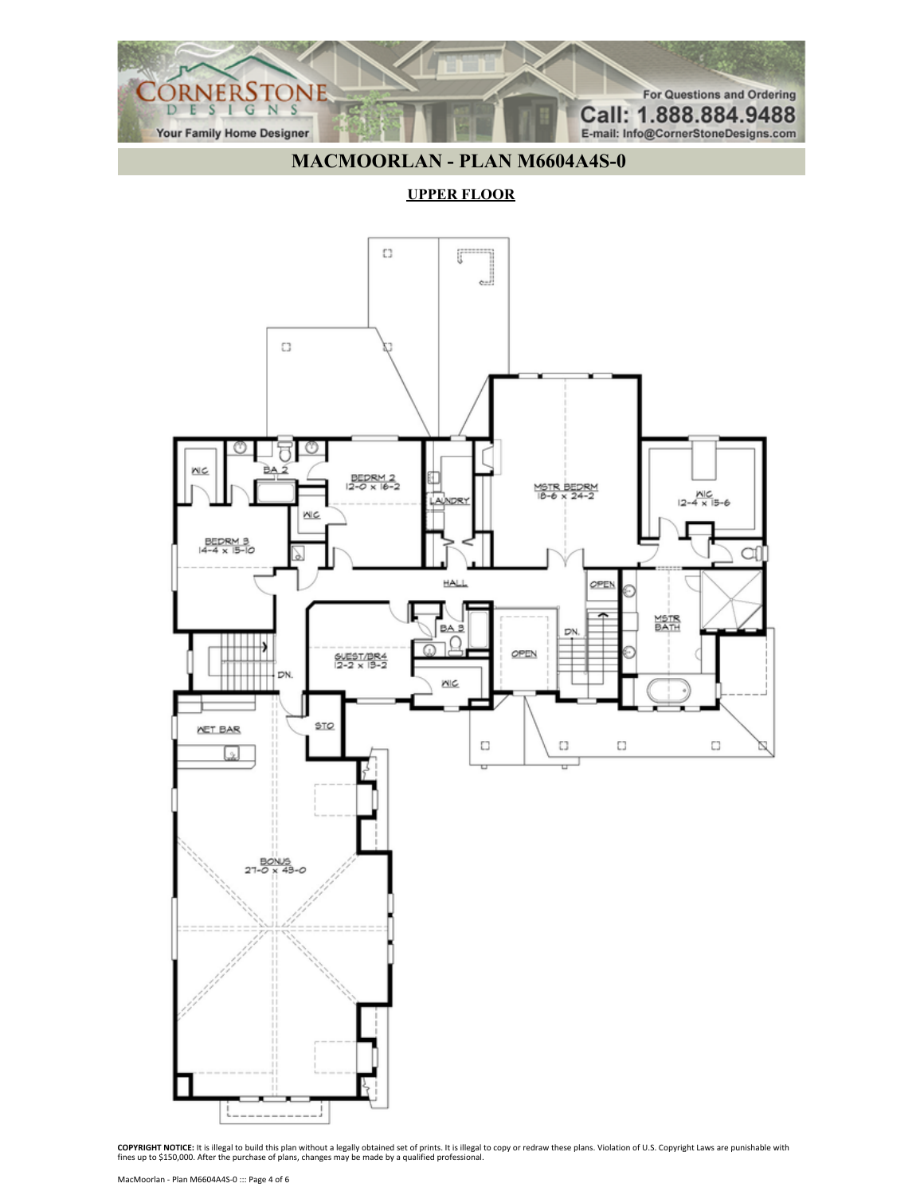# MACMOORLAN - PLAN M6604A4S-0

## UPPER FLOOR

WIC

BA 2

BEDRM 2
12-0 x 16-2

WIC

LAUNDRY

MSTR BEDRM
18-6 x 24-2

WIC
12-4 x 15-6

BEDRM 3
14-4 x 15-10

HALL

OPEN

BA 3

MSTR BATH

GUEST/BR4
12-2 x 13-2

OPEN

DN.

DN.

WIC

STO

WET BAR

BONUS
27-0 x 43-0

**COPYRIGHT NOTICE:** It is illegal to build this plan without a legally obtained set of prints. It is illegal to copy or redraw these plans. Violation of U.S. Copyright Laws are punishable with fines up to $150,000. After the purchase of plans, changes may be made by a qualified professional.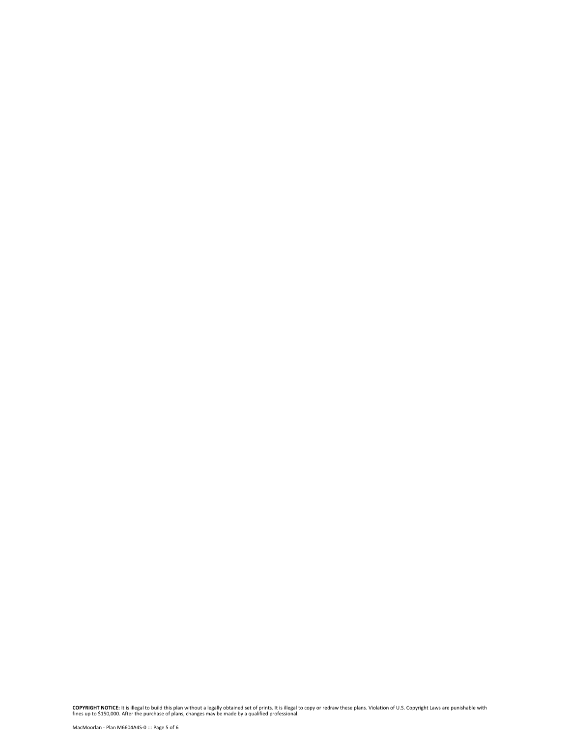**COPYRIGHT NOTICE:** It is illegal to build this plan without a legally obtained set of prints. It is illegal to copy or redraw these plans. Violation of U.S. Copyright Laws are punishable with fines up to $150,000. After the purchase of plans, changes may be made by a qualified professional.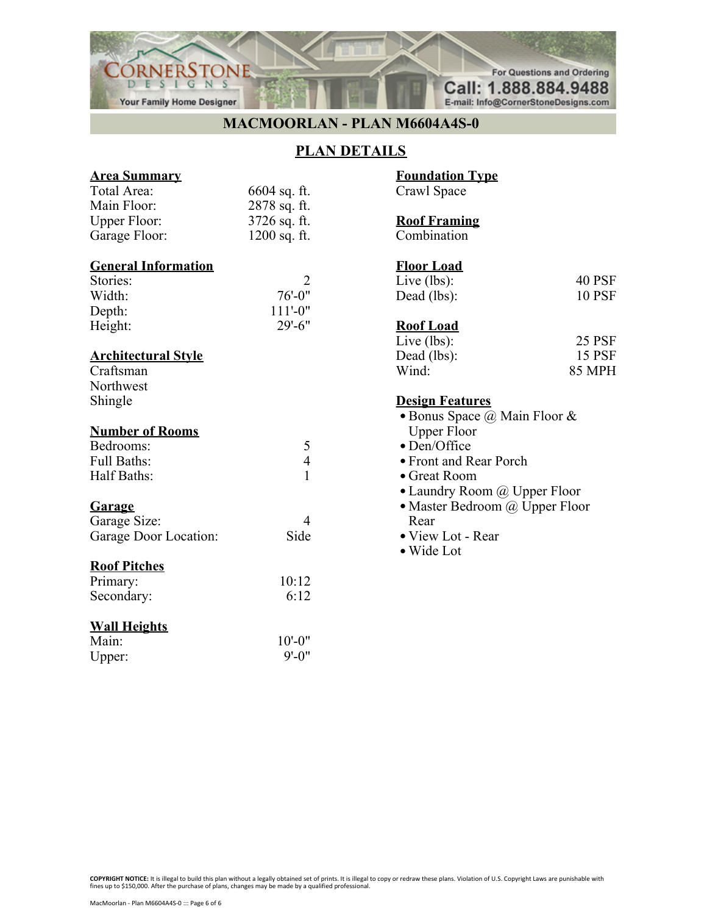CornerStone Designs — Your Family Home Designer

For Questions and Ordering
Call: 1.888.884.9488
E-mail: Info@CornerStoneDesigns.com

## MACMOORLAN - PLAN M6604A4S-0

## PLAN DETAILS

### Area Summary

| | |
|---|---|
| Total Area: | 6604 sq. ft. |
| Main Floor: | 2878 sq. ft. |
| Upper Floor: | 3726 sq. ft. |
| Garage Floor: | 1200 sq. ft. |

### General Information

| | |
|---|---|
| Stories: | 2 |
| Width: | 76'-0" |
| Depth: | 111'-0" |
| Height: | 29'-6" |

### Architectural Style

Craftsman
Northwest
Shingle

### Number of Rooms

| | |
|---|---|
| Bedrooms: | 5 |
| Full Baths: | 4 |
| Half Baths: | 1 |

### Garage

| | |
|---|---|
| Garage Size: | 4 |
| Garage Door Location: | Side |

### Roof Pitches

| | |
|---|---|
| Primary: | 10:12 |
| Secondary: | 6:12 |

### Wall Heights

| | |
|---|---|
| Main: | 10'-0" |
| Upper: | 9'-0" |

### Foundation Type

Crawl Space

### Roof Framing

Combination

### Floor Load

| | |
|---|---|
| Live (lbs): | 40 PSF |
| Dead (lbs): | 10 PSF |

### Roof Load

| | |
|---|---|
| Live (lbs): | 25 PSF |
| Dead (lbs): | 15 PSF |
| Wind: | 85 MPH |

### Design Features

- Bonus Space @ Main Floor & Upper Floor
- Den/Office
- Front and Rear Porch
- Great Room
- Laundry Room @ Upper Floor
- Master Bedroom @ Upper Floor Rear
- View Lot - Rear
- Wide Lot

**COPYRIGHT NOTICE:** It is illegal to build this plan without a legally obtained set of prints. It is illegal to copy or redraw these plans. Violation of U.S. Copyright Laws are punishable with fines up to $150,000. After the purchase of plans, changes may be made by a qualified professional.